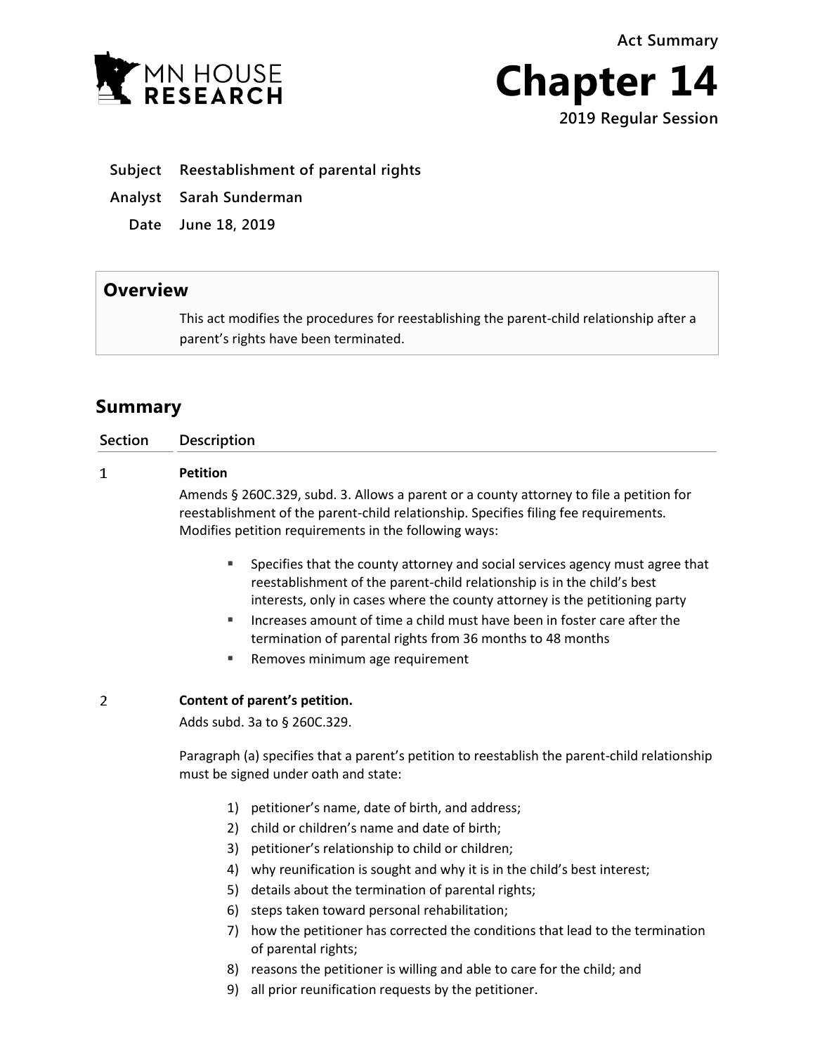MN HOUSE RESEARCH

Act Summary

# Chapter 14

2019 Regular Session

**Subject** Reestablishment of parental rights

**Analyst** Sarah Sunderman

**Date** June 18, 2019

## Overview

This act modifies the procedures for reestablishing the parent-child relationship after a parent's rights have been terminated.

## Summary

| Section | Description |
|---|---|

**1** **Petition**

Amends § 260C.329, subd. 3. Allows a parent or a county attorney to file a petition for reestablishment of the parent-child relationship. Specifies filing fee requirements. Modifies petition requirements in the following ways:

- Specifies that the county attorney and social services agency must agree that reestablishment of the parent-child relationship is in the child's best interests, only in cases where the county attorney is the petitioning party
- Increases amount of time a child must have been in foster care after the termination of parental rights from 36 months to 48 months
- Removes minimum age requirement

**2** **Content of parent's petition.**

Adds subd. 3a to § 260C.329.

Paragraph (a) specifies that a parent's petition to reestablish the parent-child relationship must be signed under oath and state:

1) petitioner's name, date of birth, and address;
2) child or children's name and date of birth;
3) petitioner's relationship to child or children;
4) why reunification is sought and why it is in the child's best interest;
5) details about the termination of parental rights;
6) steps taken toward personal rehabilitation;
7) how the petitioner has corrected the conditions that lead to the termination of parental rights;
8) reasons the petitioner is willing and able to care for the child; and
9) all prior reunification requests by the petitioner.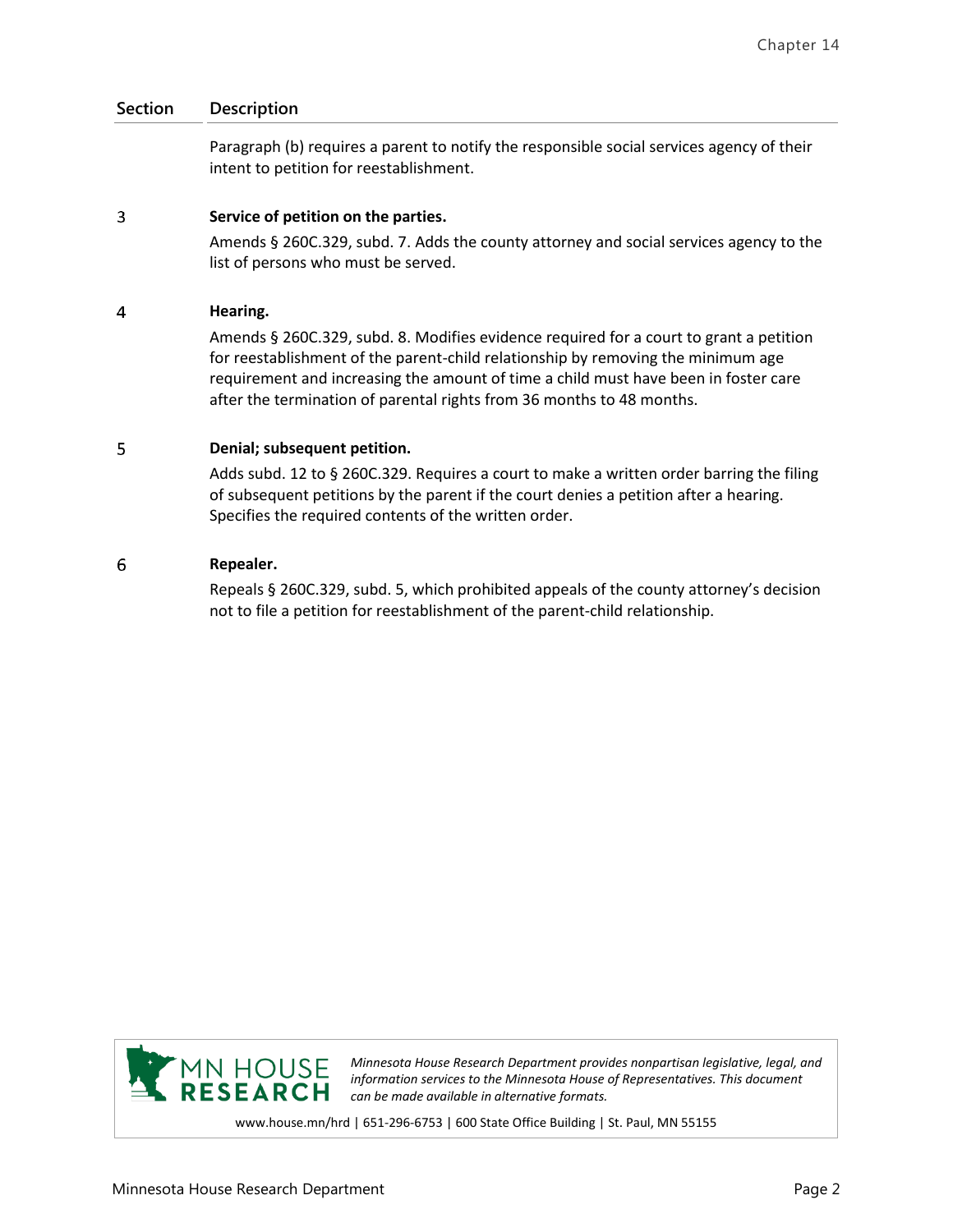| Section | Description |
|---|---|
| | Paragraph (b) requires a parent to notify the responsible social services agency of their intent to petition for reestablishment. |
| 3 | **Service of petition on the parties.**<br>Amends § 260C.329, subd. 7. Adds the county attorney and social services agency to the list of persons who must be served. |
| 4 | **Hearing.**<br>Amends § 260C.329, subd. 8. Modifies evidence required for a court to grant a petition for reestablishment of the parent-child relationship by removing the minimum age requirement and increasing the amount of time a child must have been in foster care after the termination of parental rights from 36 months to 48 months. |
| 5 | **Denial; subsequent petition.**<br>Adds subd. 12 to § 260C.329. Requires a court to make a written order barring the filing of subsequent petitions by the parent if the court denies a petition after a hearing. Specifies the required contents of the written order. |
| 6 | **Repealer.**<br>Repeals § 260C.329, subd. 5, which prohibited appeals of the county attorney's decision not to file a petition for reestablishment of the parent-child relationship. |

MN HOUSE RESEARCH

*Minnesota House Research Department provides nonpartisan legislative, legal, and information services to the Minnesota House of Representatives. This document can be made available in alternative formats.*

www.house.mn/hrd | 651-296-6753 | 600 State Office Building | St. Paul, MN 55155